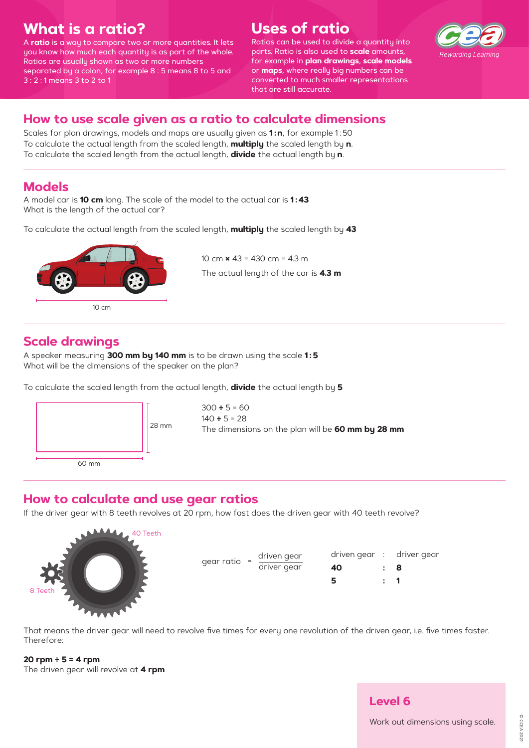## What is a ratio?

A **ratio** is a way to compare two or more quantities. It lets you know how much each quantity is as part of the whole. Ratios are usually shown as two or more numbers separated by a colon, for example 8 : 5 means 8 to 5 and 3 : 2 : 1 means 3 to 2 to 1

## Uses of ratio

Ratios can be used to divide a quantity into parts. Ratio is also used to **scale** amounts, for example in **plan drawings**, **scale models** or **maps**, where really big numbers can be converted to much smaller representations that are still accurate.

*Rewarding Learning*

## How to use scale given as a ratio to calculate dimensions

Scales for plan drawings, models and maps are usually given as **1 : n**, for example 1 : 50
To calculate the actual length from the scaled length, **multiply** the scaled length by **n**.
To calculate the scaled length from the actual length, **divide** the actual length by **n**.

## Models

A model car is **10 cm** long. The scale of the model to the actual car is **1 : 43**
What is the length of the actual car?

To calculate the actual length from the scaled length, **multiply** the scaled length by **43**

10 cm

10 cm × 43 = 430 cm = 4.3 m

The actual length of the car is **4.3 m**

## Scale drawings

A speaker measuring **300 mm by 140 mm** is to be drawn using the scale **1 : 5**
What will be the dimensions of the speaker on the plan?

To calculate the scaled length from the actual length, **divide** the actual length by **5**

28 mm

60 mm

300 ÷ 5 = 60
140 ÷ 5 = 28
The dimensions on the plan will be **60 mm by 28 mm**

## How to calculate and use gear ratios

If the driver gear with 8 teeth revolves at 20 rpm, how fast does the driven gear with 40 teeth revolve?

40 Teeth

8 Teeth

$$\text{gear ratio} = \frac{\text{driven gear}}{\text{driver gear}}$$

| driven gear | : | driver gear |
|---|---|---|
| **40** | **:** | **8** |
| **5** | **:** | **1** |

That means the driver gear will need to revolve five times for every one revolution of the driven gear, i.e. five times faster. Therefore:

**20 rpm ÷ 5 = 4 rpm**
The driven gear will revolve at **4 rpm**

### Level 6

Work out dimensions using scale.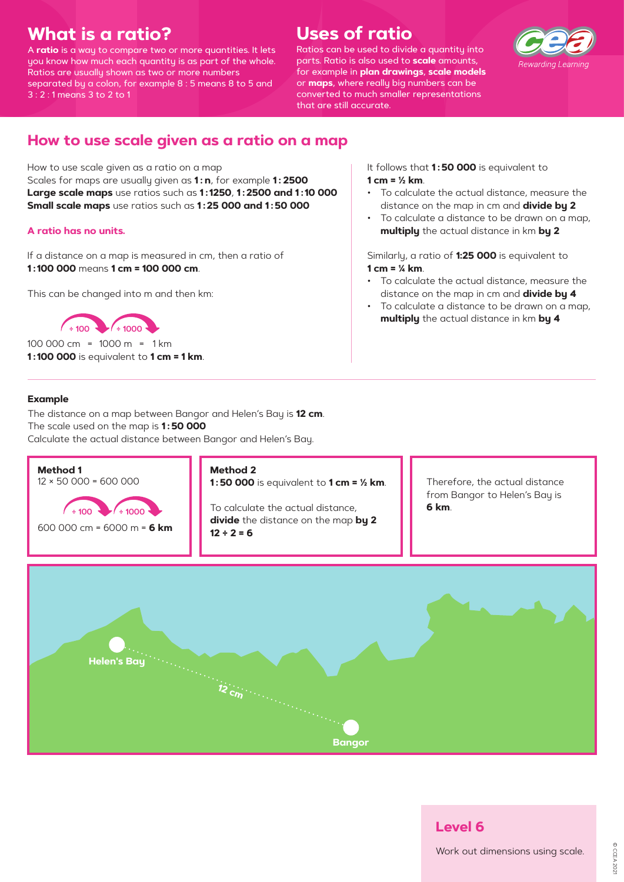## What is a ratio?

A **ratio** is a way to compare two or more quantities. It lets you know how much each quantity is as part of the whole. Ratios are usually shown as two or more numbers separated by a colon, for example 8 : 5 means 8 to 5 and 3 : 2 : 1 means 3 to 2 to 1

## Uses of ratio

Ratios can be used to divide a quantity into parts. Ratio is also used to **scale** amounts, for example in **plan drawings**, **scale models** or **maps**, where really big numbers can be converted to much smaller representations that are still accurate.

Rewarding Learning

## How to use scale given as a ratio on a map

How to use scale given as a ratio on a map

Scales for maps are usually given as **1 : n**, for example **1 : 2500**

**Large scale maps** use ratios such as **1 : 1250**, **1 : 2500 and 1 : 10 000**

**Small scale maps** use ratios such as **1 : 25 000 and 1 : 50 000**

**A ratio has no units.**

If a distance on a map is measured in cm, then a ratio of **1 : 100 000** means **1 cm = 100 000 cm**.

This can be changed into m and then km:

÷ 100 ÷ 1000

100 000 cm = 1000 m = 1 km

**1 : 100 000** is equivalent to **1 cm = 1 km**.

It follows that **1 : 50 000** is equivalent to **1 cm = ½ km**.

- To calculate the actual distance, measure the distance on the map in cm and **divide by 2**
- To calculate a distance to be drawn on a map, **multiply** the actual distance in km **by 2**

Similarly, a ratio of **1:25 000** is equivalent to **1 cm = ¼ km**.

- To calculate the actual distance, measure the distance on the map in cm and **divide by 4**
- To calculate a distance to be drawn on a map, **multiply** the actual distance in km **by 4**

**Example**

The distance on a map between Bangor and Helen's Bay is **12 cm**.
The scale used on the map is **1 : 50 000**
Calculate the actual distance between Bangor and Helen's Bay.

**Method 1**

12 × 50 000 = 600 000

÷ 100 ÷ 1000

600 000 cm = 6000 m = **6 km**

**Method 2**

**1 : 50 000** is equivalent to **1 cm = ½ km**.

To calculate the actual distance, **divide** the distance on the map **by 2**

**12 ÷ 2 = 6**

Therefore, the actual distance from Bangor to Helen's Bay is **6 km**.

Helen's Bay

12 cm

Bangor

## Level 6

Work out dimensions using scale.